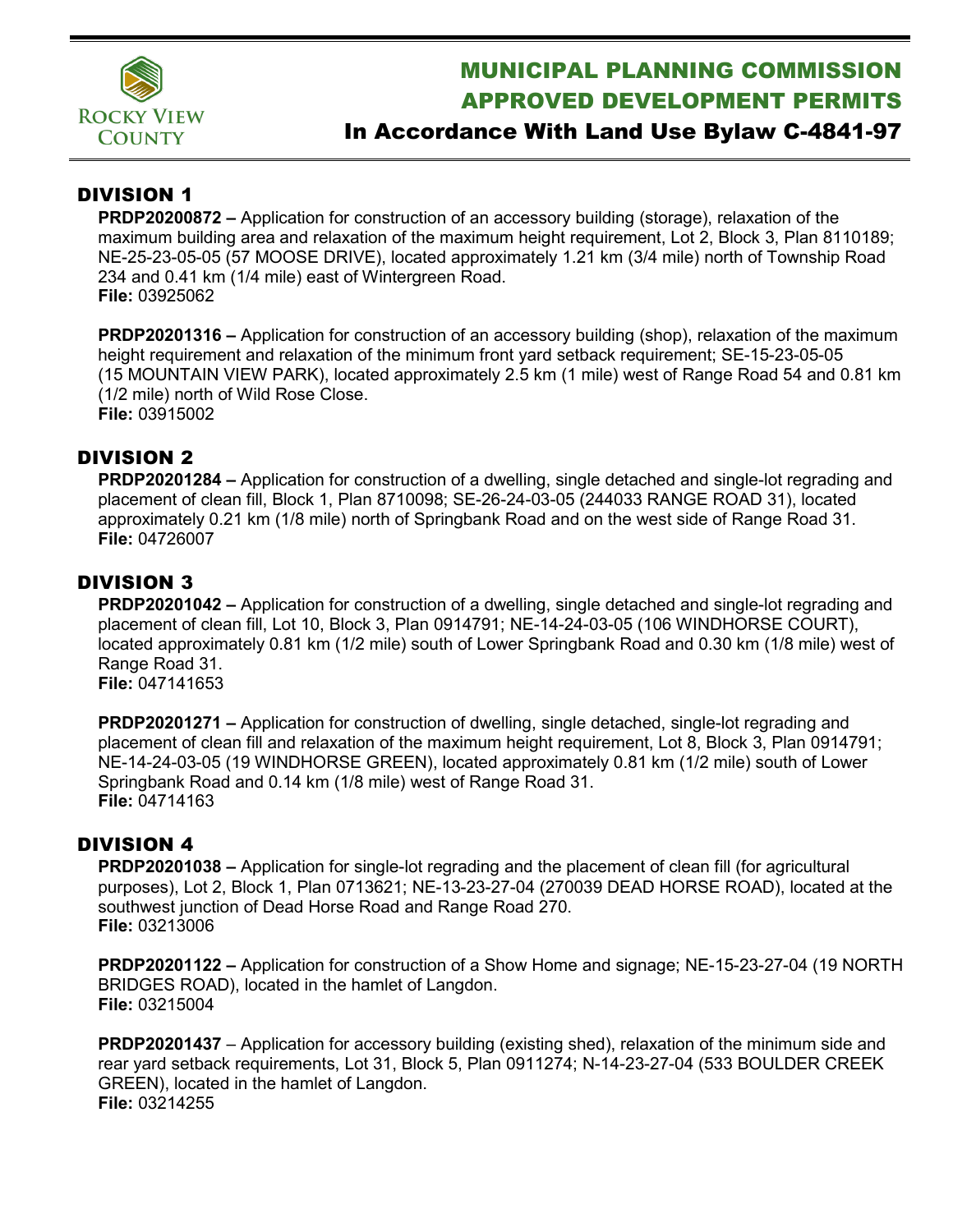# MUNICIPAL PLANNING COMMISSION APPROVED DEVELOPMENT PERMITS

## In Accordance With Land Use Bylaw C-4841-97

## DIVISION 1

**PRDP20200872 –** Application for construction of an accessory building (storage), relaxation of the maximum building area and relaxation of the maximum height requirement, Lot 2, Block 3, Plan 8110189; NE-25-23-05-05 (57 MOOSE DRIVE), located approximately 1.21 km (3/4 mile) north of Township Road 234 and 0.41 km (1/4 mile) east of Wintergreen Road.
**File:** 03925062

**PRDP20201316 –** Application for construction of an accessory building (shop), relaxation of the maximum height requirement and relaxation of the minimum front yard setback requirement; SE-15-23-05-05 (15 MOUNTAIN VIEW PARK), located approximately 2.5 km (1 mile) west of Range Road 54 and 0.81 km (1/2 mile) north of Wild Rose Close.
**File:** 03915002

## DIVISION 2

**PRDP20201284 –** Application for construction of a dwelling, single detached and single-lot regrading and placement of clean fill, Block 1, Plan 8710098; SE-26-24-03-05 (244033 RANGE ROAD 31), located approximately 0.21 km (1/8 mile) north of Springbank Road and on the west side of Range Road 31.
**File:** 04726007

## DIVISION 3

**PRDP20201042 –** Application for construction of a dwelling, single detached and single-lot regrading and placement of clean fill, Lot 10, Block 3, Plan 0914791; NE-14-24-03-05 (106 WINDHORSE COURT), located approximately 0.81 km (1/2 mile) south of Lower Springbank Road and 0.30 km (1/8 mile) west of Range Road 31.
**File:** 047141653

**PRDP20201271 –** Application for construction of dwelling, single detached, single-lot regrading and placement of clean fill and relaxation of the maximum height requirement, Lot 8, Block 3, Plan 0914791; NE-14-24-03-05 (19 WINDHORSE GREEN), located approximately 0.81 km (1/2 mile) south of Lower Springbank Road and 0.14 km (1/8 mile) west of Range Road 31.
**File:** 04714163

## DIVISION 4

**PRDP20201038 –** Application for single-lot regrading and the placement of clean fill (for agricultural purposes), Lot 2, Block 1, Plan 0713621; NE-13-23-27-04 (270039 DEAD HORSE ROAD), located at the southwest junction of Dead Horse Road and Range Road 270.
**File:** 03213006

**PRDP20201122 –** Application for construction of a Show Home and signage; NE-15-23-27-04 (19 NORTH BRIDGES ROAD), located in the hamlet of Langdon.
**File:** 03215004

**PRDP20201437** – Application for accessory building (existing shed), relaxation of the minimum side and rear yard setback requirements, Lot 31, Block 5, Plan 0911274; N-14-23-27-04 (533 BOULDER CREEK GREEN), located in the hamlet of Langdon.
**File:** 03214255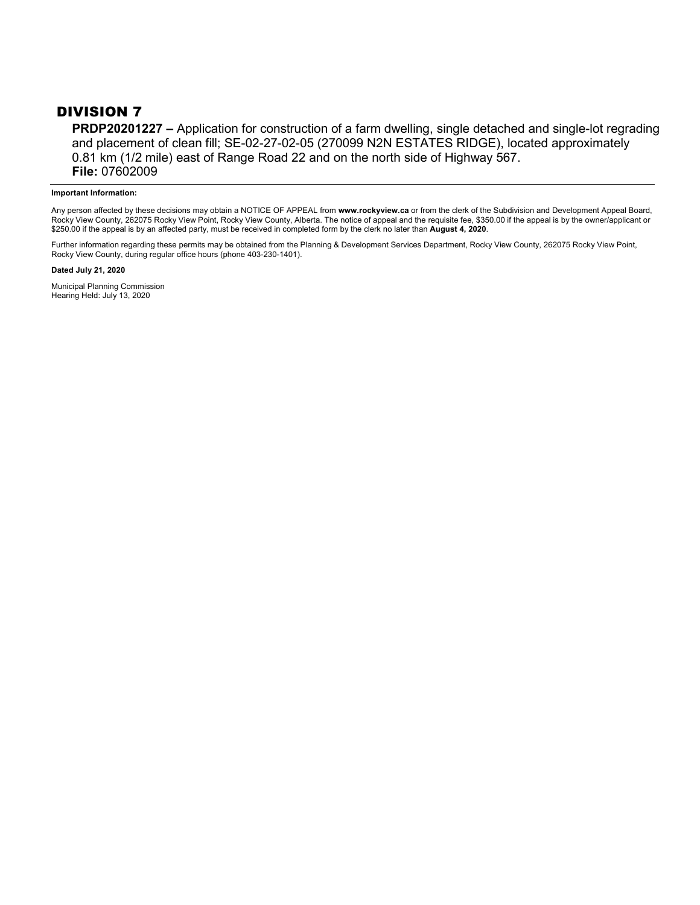# DIVISION 7

**PRDP20201227 –** Application for construction of a farm dwelling, single detached and single-lot regrading and placement of clean fill; SE-02-27-02-05 (270099 N2N ESTATES RIDGE), located approximately 0.81 km (1/2 mile) east of Range Road 22 and on the north side of Highway 567.
**File:** 07602009

---

**Important Information:**

Any person affected by these decisions may obtain a NOTICE OF APPEAL from **www.rockyview.ca** or from the clerk of the Subdivision and Development Appeal Board, Rocky View County, 262075 Rocky View Point, Rocky View County, Alberta. The notice of appeal and the requisite fee, $350.00 if the appeal is by the owner/applicant or $250.00 if the appeal is by an affected party, must be received in completed form by the clerk no later than **August 4, 2020**.

Further information regarding these permits may be obtained from the Planning & Development Services Department, Rocky View County, 262075 Rocky View Point, Rocky View County, during regular office hours (phone 403-230-1401).

**Dated July 21, 2020**

Municipal Planning Commission
Hearing Held: July 13, 2020